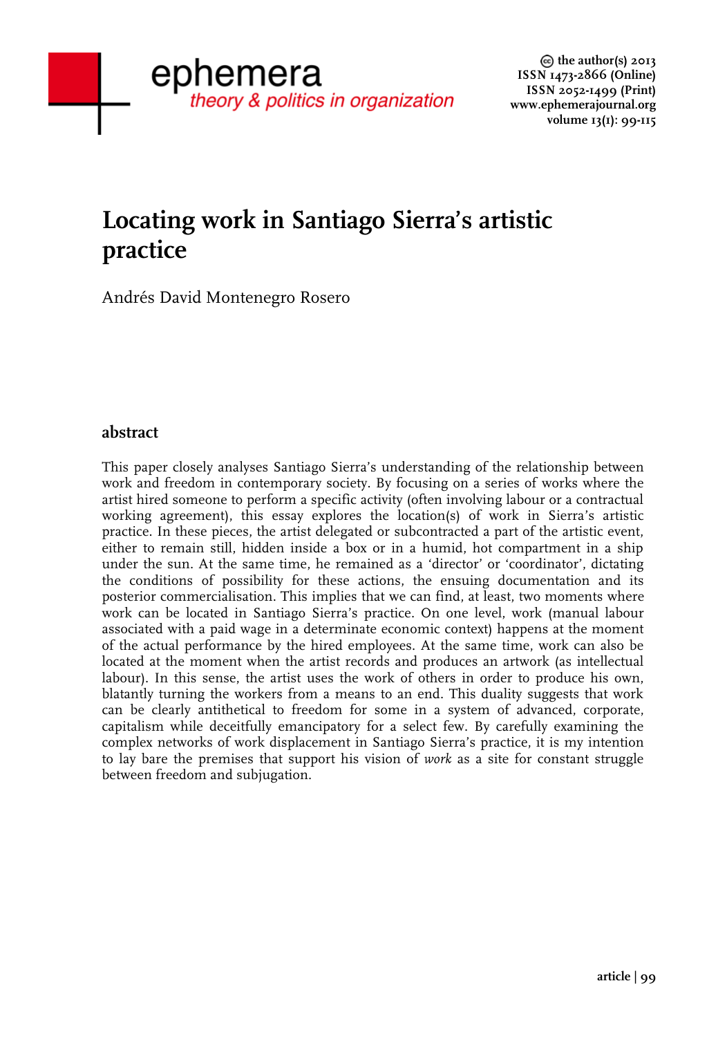# Locating work in Santiago Sierra's artistic practice

Andrés David Montenegro Rosero

## abstract

This paper closely analyses Santiago Sierra's understanding of the relationship between work and freedom in contemporary society. By focusing on a series of works where the artist hired someone to perform a specific activity (often involving labour or a contractual working agreement), this essay explores the location(s) of work in Sierra's artistic practice. In these pieces, the artist delegated or subcontracted a part of the artistic event, either to remain still, hidden inside a box or in a humid, hot compartment in a ship under the sun. At the same time, he remained as a 'director' or 'coordinator', dictating the conditions of possibility for these actions, the ensuing documentation and its posterior commercialisation. This implies that we can find, at least, two moments where work can be located in Santiago Sierra's practice. On one level, work (manual labour associated with a paid wage in a determinate economic context) happens at the moment of the actual performance by the hired employees. At the same time, work can also be located at the moment when the artist records and produces an artwork (as intellectual labour). In this sense, the artist uses the work of others in order to produce his own, blatantly turning the workers from a means to an end. This duality suggests that work can be clearly antithetical to freedom for some in a system of advanced, corporate, capitalism while deceitfully emancipatory for a select few. By carefully examining the complex networks of work displacement in Santiago Sierra's practice, it is my intention to lay bare the premises that support his vision of *work* as a site for constant struggle between freedom and subjugation.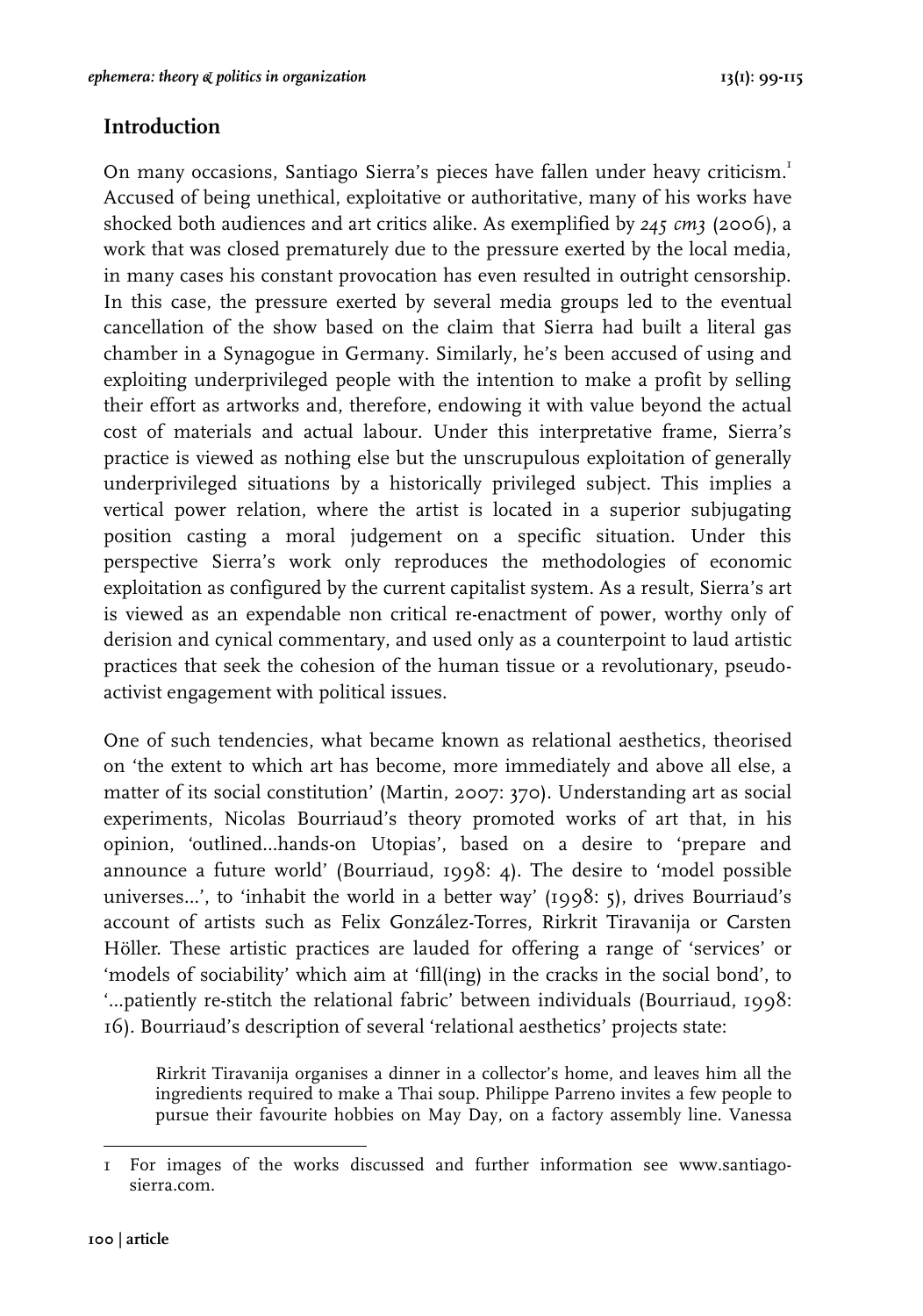## Introduction

On many occasions, Santiago Sierra's pieces have fallen under heavy criticism.[1] Accused of being unethical, exploitative or authoritative, many of his works have shocked both audiences and art critics alike. As exemplified by *245 cm3* (2006), a work that was closed prematurely due to the pressure exerted by the local media, in many cases his constant provocation has even resulted in outright censorship. In this case, the pressure exerted by several media groups led to the eventual cancellation of the show based on the claim that Sierra had built a literal gas chamber in a Synagogue in Germany. Similarly, he's been accused of using and exploiting underprivileged people with the intention to make a profit by selling their effort as artworks and, therefore, endowing it with value beyond the actual cost of materials and actual labour. Under this interpretative frame, Sierra's practice is viewed as nothing else but the unscrupulous exploitation of generally underprivileged situations by a historically privileged subject. This implies a vertical power relation, where the artist is located in a superior subjugating position casting a moral judgement on a specific situation. Under this perspective Sierra's work only reproduces the methodologies of economic exploitation as configured by the current capitalist system. As a result, Sierra's art is viewed as an expendable non critical re-enactment of power, worthy only of derision and cynical commentary, and used only as a counterpoint to laud artistic practices that seek the cohesion of the human tissue or a revolutionary, pseudo-activist engagement with political issues.

One of such tendencies, what became known as relational aesthetics, theorised on 'the extent to which art has become, more immediately and above all else, a matter of its social constitution' (Martin, 2007: 370). Understanding art as social experiments, Nicolas Bourriaud's theory promoted works of art that, in his opinion, 'outlined...hands-on Utopias', based on a desire to 'prepare and announce a future world' (Bourriaud, 1998: 4). The desire to 'model possible universes...', to 'inhabit the world in a better way' (1998: 5), drives Bourriaud's account of artists such as Felix González-Torres, Rirkrit Tiravanija or Carsten Höller. These artistic practices are lauded for offering a range of 'services' or 'models of sociability' which aim at 'fill(ing) in the cracks in the social bond', to '...patiently re-stitch the relational fabric' between individuals (Bourriaud, 1998: 16). Bourriaud's description of several 'relational aesthetics' projects state:

> Rirkrit Tiravanija organises a dinner in a collector's home, and leaves him all the ingredients required to make a Thai soup. Philippe Parreno invites a few people to pursue their favourite hobbies on May Day, on a factory assembly line. Vanessa

---

1 For images of the works discussed and further information see www.santiago-sierra.com.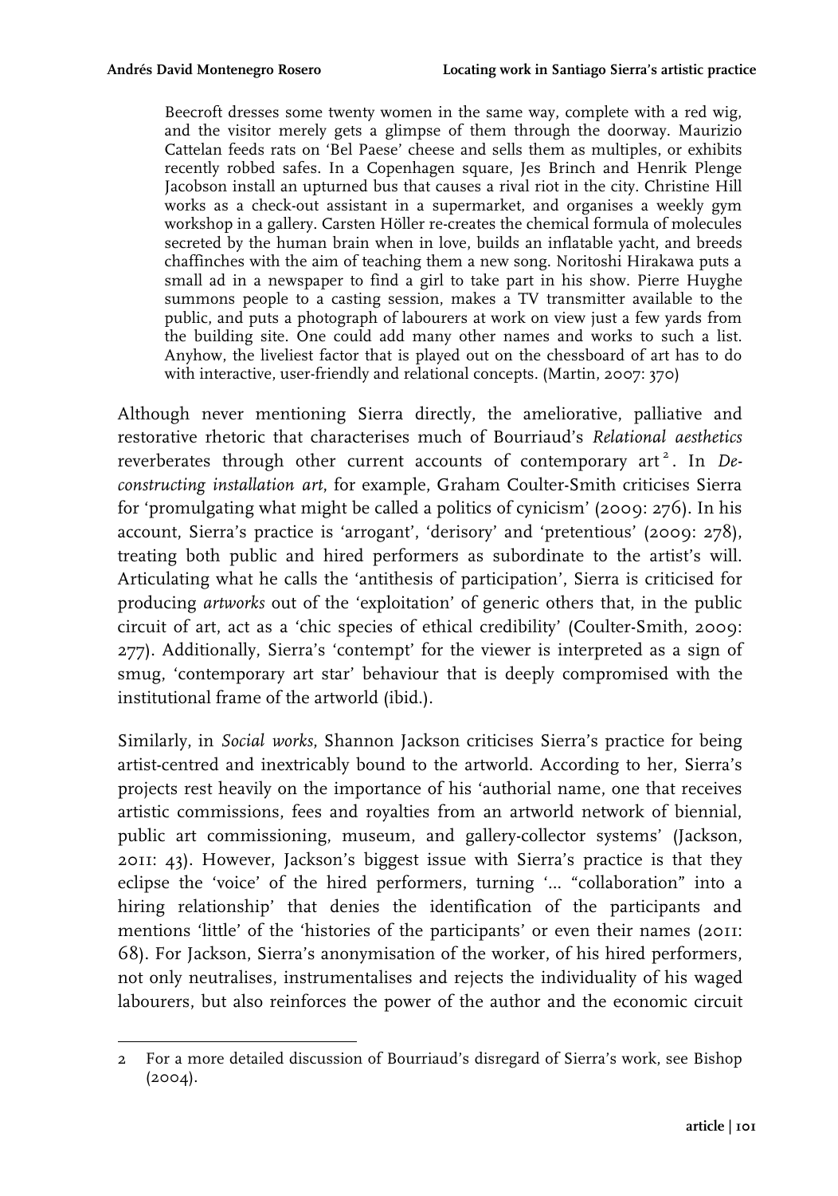> Beecroft dresses some twenty women in the same way, complete with a red wig, and the visitor merely gets a glimpse of them through the doorway. Maurizio Cattelan feeds rats on 'Bel Paese' cheese and sells them as multiples, or exhibits recently robbed safes. In a Copenhagen square, Jes Brinch and Henrik Plenge Jacobson install an upturned bus that causes a rival riot in the city. Christine Hill works as a check-out assistant in a supermarket, and organises a weekly gym workshop in a gallery. Carsten Höller re-creates the chemical formula of molecules secreted by the human brain when in love, builds an inflatable yacht, and breeds chaffinches with the aim of teaching them a new song. Noritoshi Hirakawa puts a small ad in a newspaper to find a girl to take part in his show. Pierre Huyghe summons people to a casting session, makes a TV transmitter available to the public, and puts a photograph of labourers at work on view just a few yards from the building site. One could add many other names and works to such a list. Anyhow, the liveliest factor that is played out on the chessboard of art has to do with interactive, user-friendly and relational concepts. (Martin, 2007: 370)

Although never mentioning Sierra directly, the ameliorative, palliative and restorative rhetoric that characterises much of Bourriaud's *Relational aesthetics* reverberates through other current accounts of contemporary art[2]. In *Deconstructing installation art*, for example, Graham Coulter-Smith criticises Sierra for 'promulgating what might be called a politics of cynicism' (2009: 276). In his account, Sierra's practice is 'arrogant', 'derisory' and 'pretentious' (2009: 278), treating both public and hired performers as subordinate to the artist's will. Articulating what he calls the 'antithesis of participation', Sierra is criticised for producing *artworks* out of the 'exploitation' of generic others that, in the public circuit of art, act as a 'chic species of ethical credibility' (Coulter-Smith, 2009: 277). Additionally, Sierra's 'contempt' for the viewer is interpreted as a sign of smug, 'contemporary art star' behaviour that is deeply compromised with the institutional frame of the artworld (ibid.).

Similarly, in *Social works*, Shannon Jackson criticises Sierra's practice for being artist-centred and inextricably bound to the artworld. According to her, Sierra's projects rest heavily on the importance of his 'authorial name, one that receives artistic commissions, fees and royalties from an artworld network of biennial, public art commissioning, museum, and gallery-collector systems' (Jackson, 2011: 43). However, Jackson's biggest issue with Sierra's practice is that they eclipse the 'voice' of the hired performers, turning '... "collaboration" into a hiring relationship' that denies the identification of the participants and mentions 'little' of the 'histories of the participants' or even their names (2011: 68). For Jackson, Sierra's anonymisation of the worker, of his hired performers, not only neutralises, instrumentalises and rejects the individuality of his waged labourers, but also reinforces the power of the author and the economic circuit

---

2 For a more detailed discussion of Bourriaud's disregard of Sierra's work, see Bishop (2004).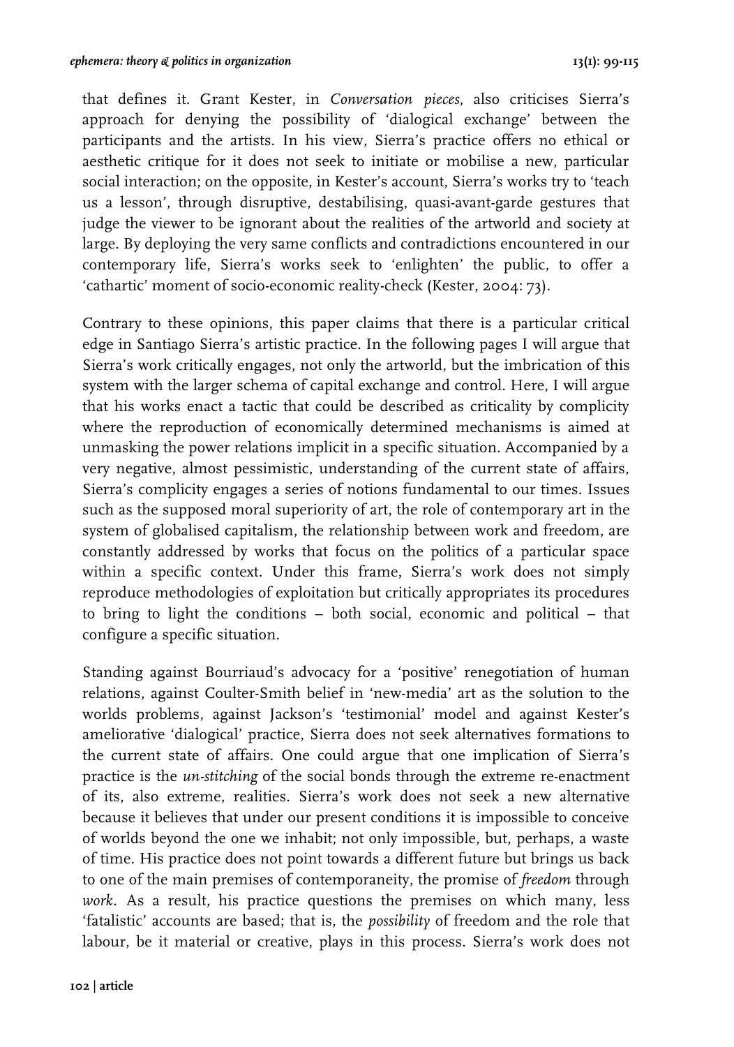that defines it. Grant Kester, in *Conversation pieces*, also criticises Sierra's approach for denying the possibility of 'dialogical exchange' between the participants and the artists. In his view, Sierra's practice offers no ethical or aesthetic critique for it does not seek to initiate or mobilise a new, particular social interaction; on the opposite, in Kester's account, Sierra's works try to 'teach us a lesson', through disruptive, destabilising, quasi-avant-garde gestures that judge the viewer to be ignorant about the realities of the artworld and society at large. By deploying the very same conflicts and contradictions encountered in our contemporary life, Sierra's works seek to 'enlighten' the public, to offer a 'cathartic' moment of socio-economic reality-check (Kester, 2004: 73).

Contrary to these opinions, this paper claims that there is a particular critical edge in Santiago Sierra's artistic practice. In the following pages I will argue that Sierra's work critically engages, not only the artworld, but the imbrication of this system with the larger schema of capital exchange and control. Here, I will argue that his works enact a tactic that could be described as criticality by complicity where the reproduction of economically determined mechanisms is aimed at unmasking the power relations implicit in a specific situation. Accompanied by a very negative, almost pessimistic, understanding of the current state of affairs, Sierra's complicity engages a series of notions fundamental to our times. Issues such as the supposed moral superiority of art, the role of contemporary art in the system of globalised capitalism, the relationship between work and freedom, are constantly addressed by works that focus on the politics of a particular space within a specific context. Under this frame, Sierra's work does not simply reproduce methodologies of exploitation but critically appropriates its procedures to bring to light the conditions – both social, economic and political – that configure a specific situation.

Standing against Bourriaud's advocacy for a 'positive' renegotiation of human relations, against Coulter-Smith belief in 'new-media' art as the solution to the worlds problems, against Jackson's 'testimonial' model and against Kester's ameliorative 'dialogical' practice, Sierra does not seek alternatives formations to the current state of affairs. One could argue that one implication of Sierra's practice is the *un-stitching* of the social bonds through the extreme re-enactment of its, also extreme, realities. Sierra's work does not seek a new alternative because it believes that under our present conditions it is impossible to conceive of worlds beyond the one we inhabit; not only impossible, but, perhaps, a waste of time. His practice does not point towards a different future but brings us back to one of the main premises of contemporaneity, the promise of *freedom* through *work*. As a result, his practice questions the premises on which many, less 'fatalistic' accounts are based; that is, the *possibility* of freedom and the role that labour, be it material or creative, plays in this process. Sierra's work does not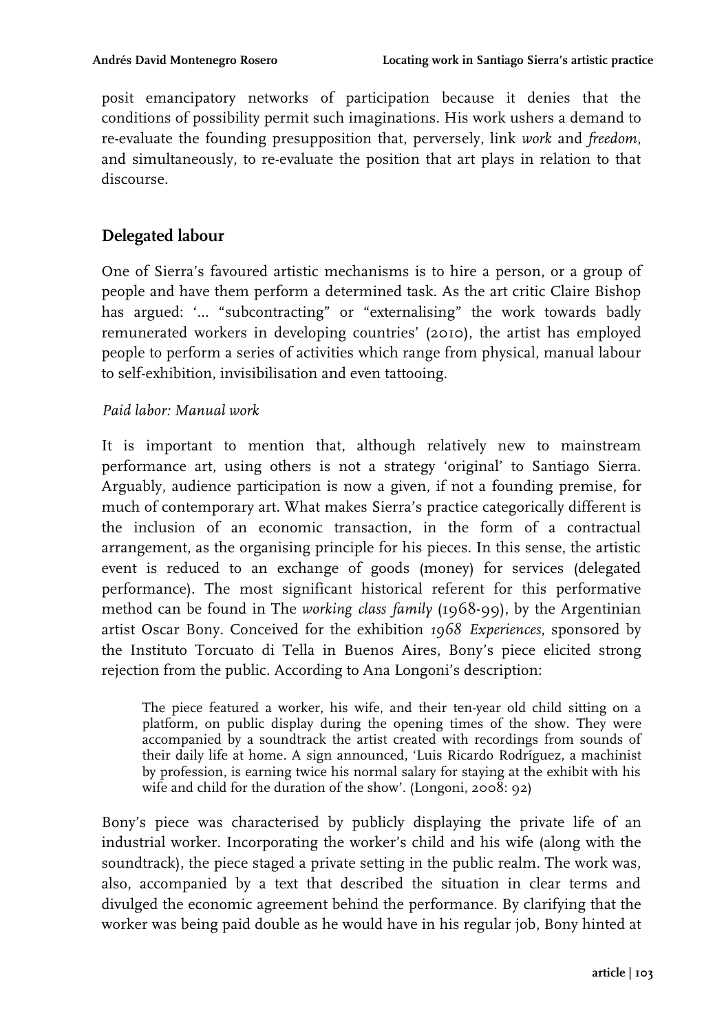posit emancipatory networks of participation because it denies that the conditions of possibility permit such imaginations. His work ushers a demand to re-evaluate the founding presupposition that, perversely, link *work* and *freedom*, and simultaneously, to re-evaluate the position that art plays in relation to that discourse.

## Delegated labour

One of Sierra's favoured artistic mechanisms is to hire a person, or a group of people and have them perform a determined task. As the art critic Claire Bishop has argued: '... "subcontracting" or "externalising" the work towards badly remunerated workers in developing countries' (2010), the artist has employed people to perform a series of activities which range from physical, manual labour to self-exhibition, invisibilisation and even tattooing.

### *Paid labor: Manual work*

It is important to mention that, although relatively new to mainstream performance art, using others is not a strategy 'original' to Santiago Sierra. Arguably, audience participation is now a given, if not a founding premise, for much of contemporary art. What makes Sierra's practice categorically different is the inclusion of an economic transaction, in the form of a contractual arrangement, as the organising principle for his pieces. In this sense, the artistic event is reduced to an exchange of goods (money) for services (delegated performance). The most significant historical referent for this performative method can be found in The *working class family* (1968-99), by the Argentinian artist Oscar Bony. Conceived for the exhibition *1968 Experiences*, sponsored by the Instituto Torcuato di Tella in Buenos Aires, Bony's piece elicited strong rejection from the public. According to Ana Longoni's description:

> The piece featured a worker, his wife, and their ten-year old child sitting on a platform, on public display during the opening times of the show. They were accompanied by a soundtrack the artist created with recordings from sounds of their daily life at home. A sign announced, 'Luis Ricardo Rodríguez, a machinist by profession, is earning twice his normal salary for staying at the exhibit with his wife and child for the duration of the show'. (Longoni, 2008: 92)

Bony's piece was characterised by publicly displaying the private life of an industrial worker. Incorporating the worker's child and his wife (along with the soundtrack), the piece staged a private setting in the public realm. The work was, also, accompanied by a text that described the situation in clear terms and divulged the economic agreement behind the performance. By clarifying that the worker was being paid double as he would have in his regular job, Bony hinted at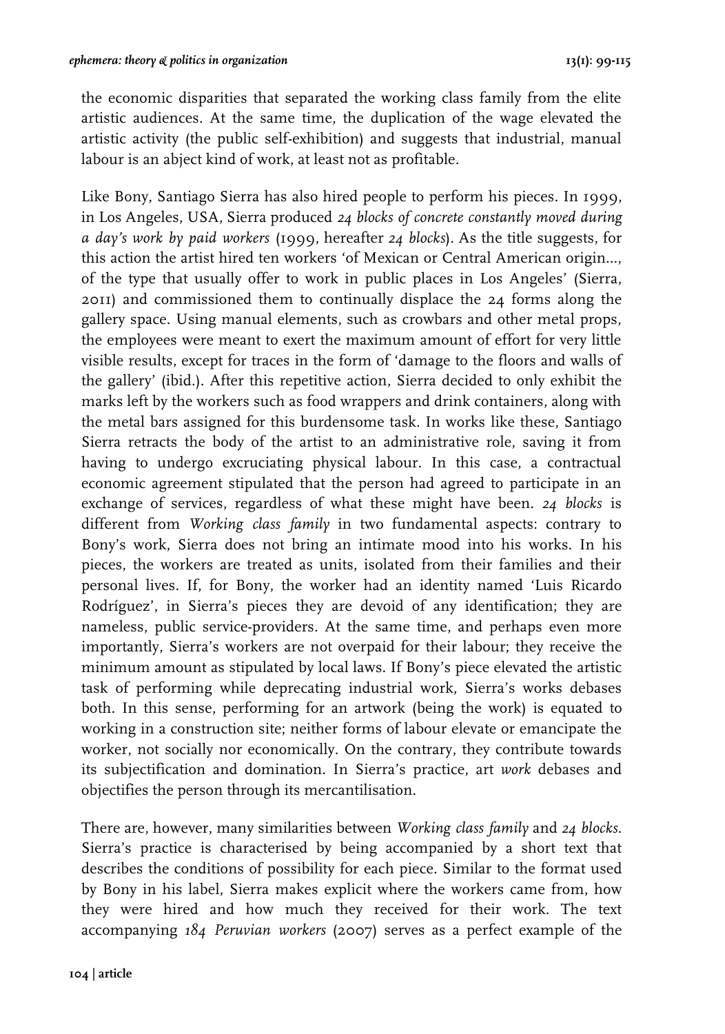the economic disparities that separated the working class family from the elite artistic audiences. At the same time, the duplication of the wage elevated the artistic activity (the public self-exhibition) and suggests that industrial, manual labour is an abject kind of work, at least not as profitable.

Like Bony, Santiago Sierra has also hired people to perform his pieces. In 1999, in Los Angeles, USA, Sierra produced *24 blocks of concrete constantly moved during a day's work by paid workers* (1999, hereafter *24 blocks*). As the title suggests, for this action the artist hired ten workers 'of Mexican or Central American origin..., of the type that usually offer to work in public places in Los Angeles' (Sierra, 2011) and commissioned them to continually displace the 24 forms along the gallery space. Using manual elements, such as crowbars and other metal props, the employees were meant to exert the maximum amount of effort for very little visible results, except for traces in the form of 'damage to the floors and walls of the gallery' (ibid.). After this repetitive action, Sierra decided to only exhibit the marks left by the workers such as food wrappers and drink containers, along with the metal bars assigned for this burdensome task. In works like these, Santiago Sierra retracts the body of the artist to an administrative role, saving it from having to undergo excruciating physical labour. In this case, a contractual economic agreement stipulated that the person had agreed to participate in an exchange of services, regardless of what these might have been. *24 blocks* is different from *Working class family* in two fundamental aspects: contrary to Bony's work, Sierra does not bring an intimate mood into his works. In his pieces, the workers are treated as units, isolated from their families and their personal lives. If, for Bony, the worker had an identity named 'Luis Ricardo Rodríguez', in Sierra's pieces they are devoid of any identification; they are nameless, public service-providers. At the same time, and perhaps even more importantly, Sierra's workers are not overpaid for their labour; they receive the minimum amount as stipulated by local laws. If Bony's piece elevated the artistic task of performing while deprecating industrial work, Sierra's works debases both. In this sense, performing for an artwork (being the work) is equated to working in a construction site; neither forms of labour elevate or emancipate the worker, not socially nor economically. On the contrary, they contribute towards its subjectification and domination. In Sierra's practice, art *work* debases and objectifies the person through its mercantilisation.

There are, however, many similarities between *Working class family* and *24 blocks*. Sierra's practice is characterised by being accompanied by a short text that describes the conditions of possibility for each piece. Similar to the format used by Bony in his label, Sierra makes explicit where the workers came from, how they were hired and how much they received for their work. The text accompanying *184 Peruvian workers* (2007) serves as a perfect example of the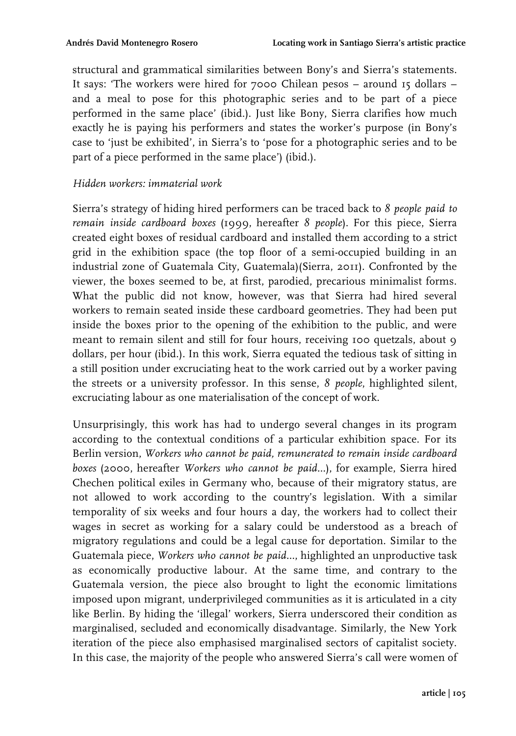structural and grammatical similarities between Bony's and Sierra's statements. It says: 'The workers were hired for 7000 Chilean pesos – around 15 dollars – and a meal to pose for this photographic series and to be part of a piece performed in the same place' (ibid.). Just like Bony, Sierra clarifies how much exactly he is paying his performers and states the worker's purpose (in Bony's case to 'just be exhibited', in Sierra's to 'pose for a photographic series and to be part of a piece performed in the same place') (ibid.).

### *Hidden workers: immaterial work*

Sierra's strategy of hiding hired performers can be traced back to *8 people paid to remain inside cardboard boxes* (1999, hereafter *8 people*). For this piece, Sierra created eight boxes of residual cardboard and installed them according to a strict grid in the exhibition space (the top floor of a semi-occupied building in an industrial zone of Guatemala City, Guatemala)(Sierra, 2011). Confronted by the viewer, the boxes seemed to be, at first, parodied, precarious minimalist forms. What the public did not know, however, was that Sierra had hired several workers to remain seated inside these cardboard geometries. They had been put inside the boxes prior to the opening of the exhibition to the public, and were meant to remain silent and still for four hours, receiving 100 quetzals, about 9 dollars, per hour (ibid.). In this work, Sierra equated the tedious task of sitting in a still position under excruciating heat to the work carried out by a worker paving the streets or a university professor. In this sense, *8 people*, highlighted silent, excruciating labour as one materialisation of the concept of work.

Unsurprisingly, this work has had to undergo several changes in its program according to the contextual conditions of a particular exhibition space. For its Berlin version, *Workers who cannot be paid, remunerated to remain inside cardboard boxes* (2000, hereafter *Workers who cannot be paid*...), for example, Sierra hired Chechen political exiles in Germany who, because of their migratory status, are not allowed to work according to the country's legislation. With a similar temporality of six weeks and four hours a day, the workers had to collect their wages in secret as working for a salary could be understood as a breach of migratory regulations and could be a legal cause for deportation. Similar to the Guatemala piece, *Workers who cannot be paid*..., highlighted an unproductive task as economically productive labour. At the same time, and contrary to the Guatemala version, the piece also brought to light the economic limitations imposed upon migrant, underprivileged communities as it is articulated in a city like Berlin. By hiding the 'illegal' workers, Sierra underscored their condition as marginalised, secluded and economically disadvantage. Similarly, the New York iteration of the piece also emphasised marginalised sectors of capitalist society. In this case, the majority of the people who answered Sierra's call were women of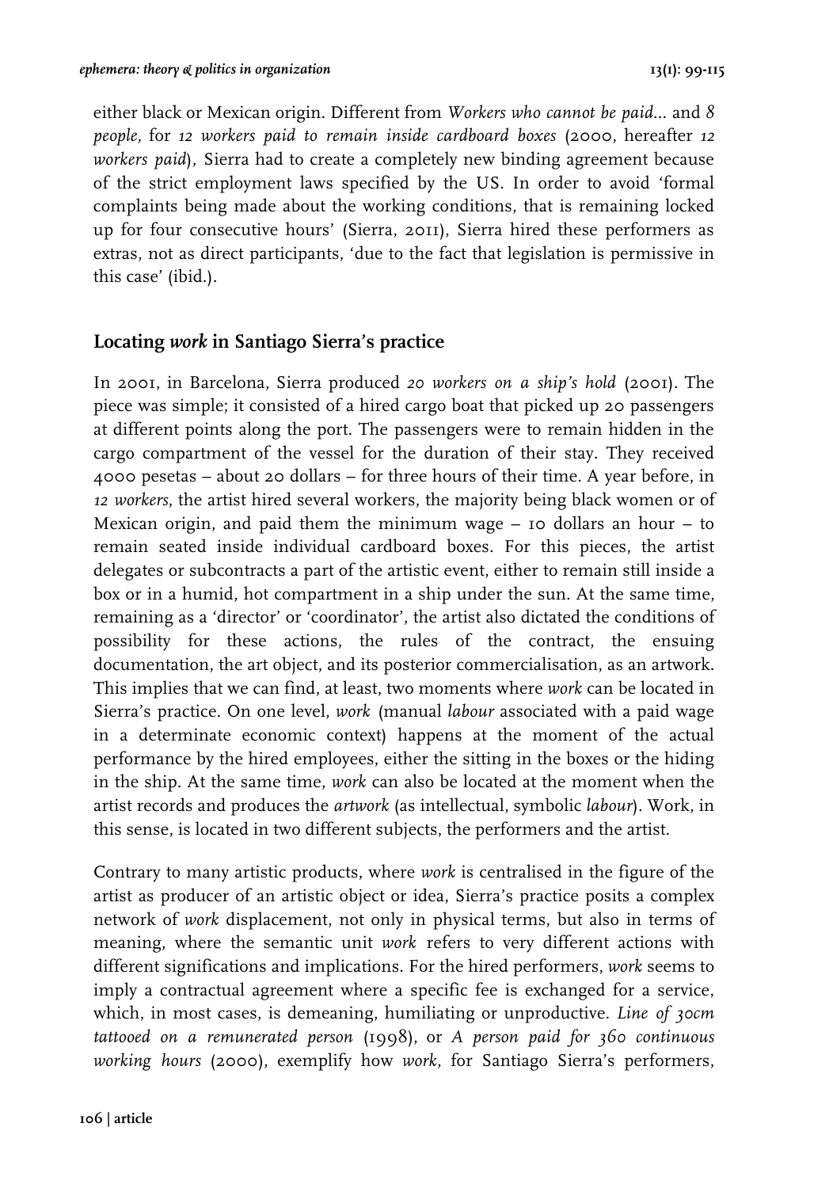either black or Mexican origin. Different from *Workers who cannot be paid*... and *8 people,* for *12 workers paid to remain inside cardboard boxes* (2000, hereafter *12 workers paid*), Sierra had to create a completely new binding agreement because of the strict employment laws specified by the US. In order to avoid 'formal complaints being made about the working conditions, that is remaining locked up for four consecutive hours' (Sierra, 2011), Sierra hired these performers as extras, not as direct participants, 'due to the fact that legislation is permissive in this case' (ibid.).

## Locating *work* in Santiago Sierra's practice

In 2001, in Barcelona, Sierra produced *20 workers on a ship's hold* (2001). The piece was simple; it consisted of a hired cargo boat that picked up 20 passengers at different points along the port. The passengers were to remain hidden in the cargo compartment of the vessel for the duration of their stay. They received 4000 pesetas – about 20 dollars – for three hours of their time. A year before, in *12 workers*, the artist hired several workers, the majority being black women or of Mexican origin, and paid them the minimum wage – 10 dollars an hour – to remain seated inside individual cardboard boxes. For this pieces, the artist delegates or subcontracts a part of the artistic event, either to remain still inside a box or in a humid, hot compartment in a ship under the sun. At the same time, remaining as a 'director' or 'coordinator', the artist also dictated the conditions of possibility for these actions, the rules of the contract, the ensuing documentation, the art object, and its posterior commercialisation, as an artwork. This implies that we can find, at least, two moments where *work* can be located in Sierra's practice. On one level, *work* (manual *labour* associated with a paid wage in a determinate economic context) happens at the moment of the actual performance by the hired employees, either the sitting in the boxes or the hiding in the ship. At the same time, *work* can also be located at the moment when the artist records and produces the *artwork* (as intellectual, symbolic *labour*). Work, in this sense, is located in two different subjects, the performers and the artist.

Contrary to many artistic products, where *work* is centralised in the figure of the artist as producer of an artistic object or idea, Sierra's practice posits a complex network of *work* displacement, not only in physical terms, but also in terms of meaning, where the semantic unit *work* refers to very different actions with different significations and implications. For the hired performers, *work* seems to imply a contractual agreement where a specific fee is exchanged for a service, which, in most cases, is demeaning, humiliating or unproductive. *Line of 30cm tattooed on a remunerated person* (1998), or *A person paid for 360 continuous working hours* (2000), exemplify how *work*, for Santiago Sierra's performers,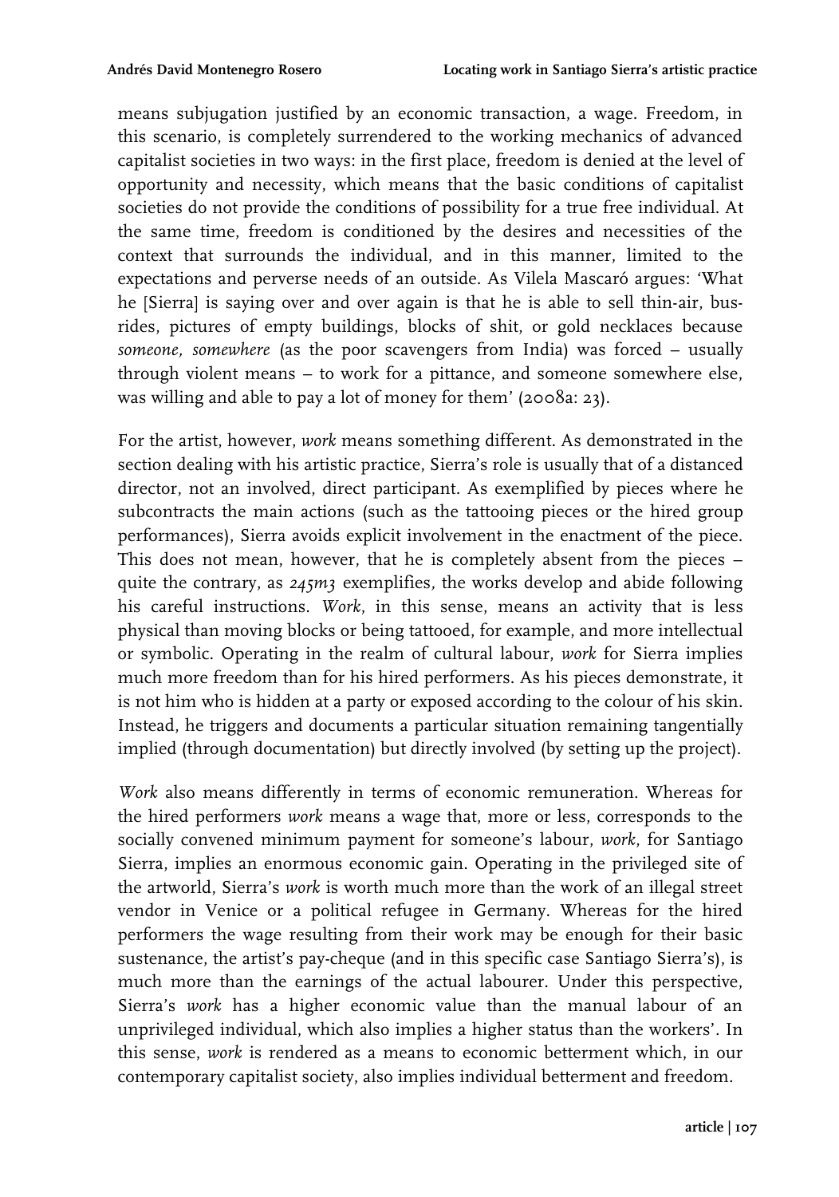means subjugation justified by an economic transaction, a wage. Freedom, in this scenario, is completely surrendered to the working mechanics of advanced capitalist societies in two ways: in the first place, freedom is denied at the level of opportunity and necessity, which means that the basic conditions of capitalist societies do not provide the conditions of possibility for a true free individual. At the same time, freedom is conditioned by the desires and necessities of the context that surrounds the individual, and in this manner, limited to the expectations and perverse needs of an outside. As Vilela Mascaró argues: 'What he [Sierra] is saying over and over again is that he is able to sell thin-air, bus-rides, pictures of empty buildings, blocks of shit, or gold necklaces because *someone, somewhere* (as the poor scavengers from India) was forced – usually through violent means – to work for a pittance, and someone somewhere else, was willing and able to pay a lot of money for them' (2008a: 23).

For the artist, however, *work* means something different. As demonstrated in the section dealing with his artistic practice, Sierra's role is usually that of a distanced director, not an involved, direct participant. As exemplified by pieces where he subcontracts the main actions (such as the tattooing pieces or the hired group performances), Sierra avoids explicit involvement in the enactment of the piece. This does not mean, however, that he is completely absent from the pieces – quite the contrary, as *245m3* exemplifies, the works develop and abide following his careful instructions. *Work*, in this sense, means an activity that is less physical than moving blocks or being tattooed, for example, and more intellectual or symbolic. Operating in the realm of cultural labour, *work* for Sierra implies much more freedom than for his hired performers. As his pieces demonstrate, it is not him who is hidden at a party or exposed according to the colour of his skin. Instead, he triggers and documents a particular situation remaining tangentially implied (through documentation) but directly involved (by setting up the project).

*Work* also means differently in terms of economic remuneration. Whereas for the hired performers *work* means a wage that, more or less, corresponds to the socially convened minimum payment for someone's labour, *work*, for Santiago Sierra, implies an enormous economic gain. Operating in the privileged site of the artworld, Sierra's *work* is worth much more than the work of an illegal street vendor in Venice or a political refugee in Germany. Whereas for the hired performers the wage resulting from their work may be enough for their basic sustenance, the artist's pay-cheque (and in this specific case Santiago Sierra's), is much more than the earnings of the actual labourer. Under this perspective, Sierra's *work* has a higher economic value than the manual labour of an unprivileged individual, which also implies a higher status than the workers'. In this sense, *work* is rendered as a means to economic betterment which, in our contemporary capitalist society, also implies individual betterment and freedom.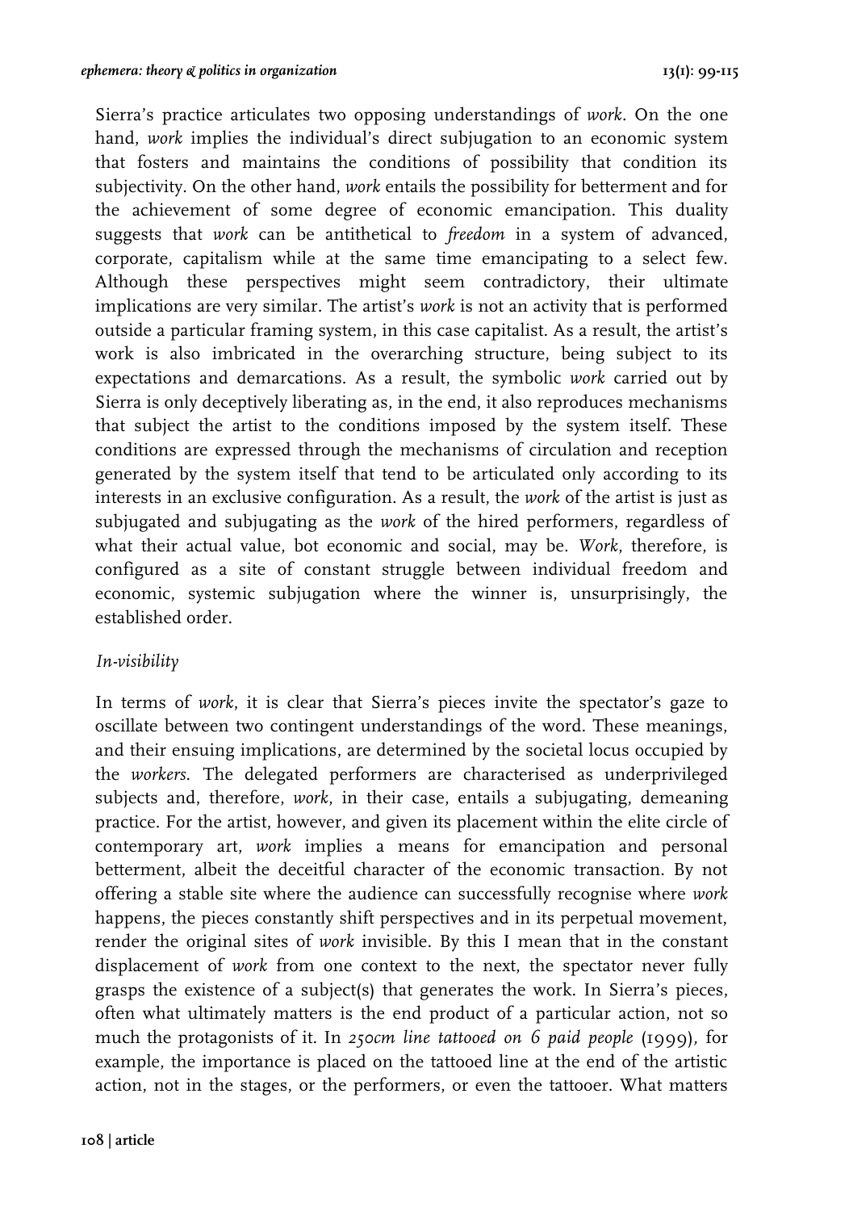Sierra's practice articulates two opposing understandings of *work*. On the one hand, *work* implies the individual's direct subjugation to an economic system that fosters and maintains the conditions of possibility that condition its subjectivity. On the other hand, *work* entails the possibility for betterment and for the achievement of some degree of economic emancipation. This duality suggests that *work* can be antithetical to *freedom* in a system of advanced, corporate, capitalism while at the same time emancipating to a select few. Although these perspectives might seem contradictory, their ultimate implications are very similar. The artist's *work* is not an activity that is performed outside a particular framing system, in this case capitalist. As a result, the artist's work is also imbricated in the overarching structure, being subject to its expectations and demarcations. As a result, the symbolic *work* carried out by Sierra is only deceptively liberating as, in the end, it also reproduces mechanisms that subject the artist to the conditions imposed by the system itself. These conditions are expressed through the mechanisms of circulation and reception generated by the system itself that tend to be articulated only according to its interests in an exclusive configuration. As a result, the *work* of the artist is just as subjugated and subjugating as the *work* of the hired performers, regardless of what their actual value, bot economic and social, may be. *Work*, therefore, is configured as a site of constant struggle between individual freedom and economic, systemic subjugation where the winner is, unsurprisingly, the established order.

### *In-visibility*

In terms of *work*, it is clear that Sierra's pieces invite the spectator's gaze to oscillate between two contingent understandings of the word. These meanings, and their ensuing implications, are determined by the societal locus occupied by the *workers*. The delegated performers are characterised as underprivileged subjects and, therefore, *work*, in their case, entails a subjugating, demeaning practice. For the artist, however, and given its placement within the elite circle of contemporary art, *work* implies a means for emancipation and personal betterment, albeit the deceitful character of the economic transaction. By not offering a stable site where the audience can successfully recognise where *work* happens, the pieces constantly shift perspectives and in its perpetual movement, render the original sites of *work* invisible. By this I mean that in the constant displacement of *work* from one context to the next, the spectator never fully grasps the existence of a subject(s) that generates the work. In Sierra's pieces, often what ultimately matters is the end product of a particular action, not so much the protagonists of it. In *250cm line tattooed on 6 paid people* (1999), for example, the importance is placed on the tattooed line at the end of the artistic action, not in the stages, or the performers, or even the tattooer. What matters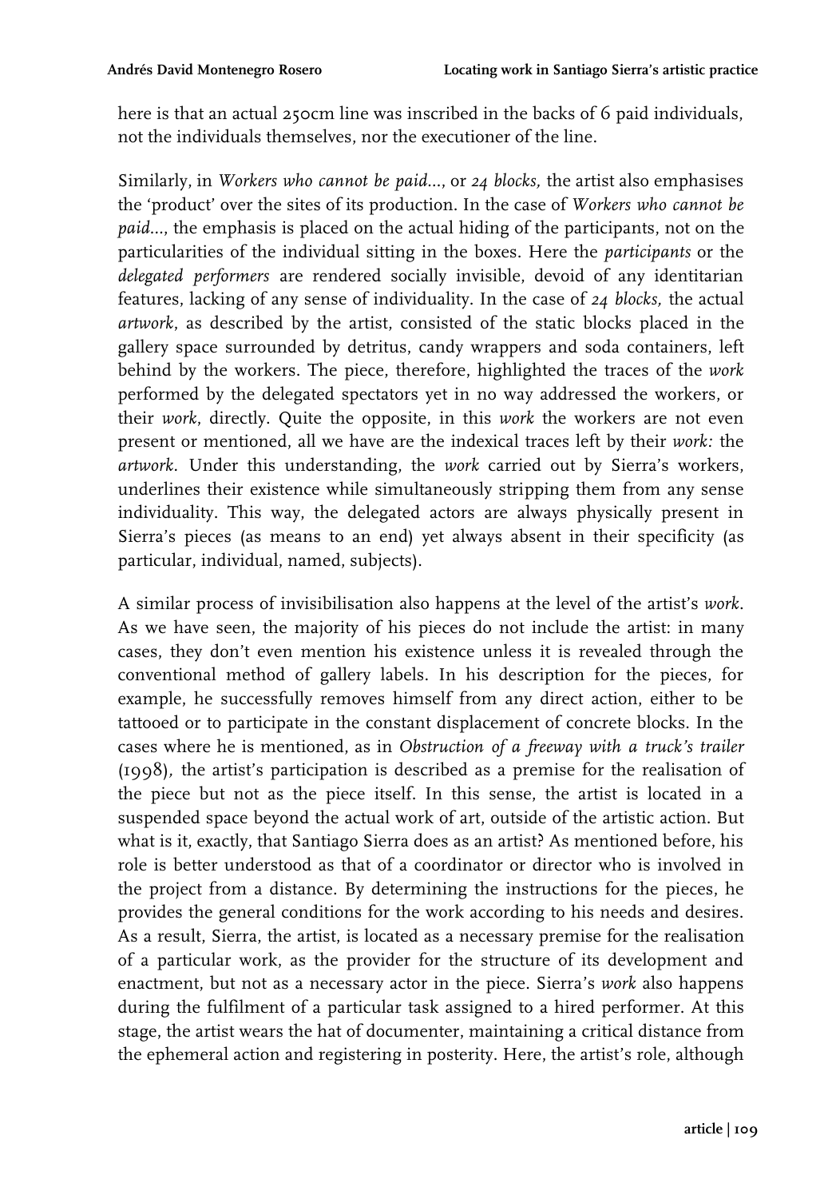here is that an actual 250cm line was inscribed in the backs of 6 paid individuals, not the individuals themselves, nor the executioner of the line.

Similarly, in *Workers who cannot be paid...*, or *24 blocks,* the artist also emphasises the 'product' over the sites of its production. In the case of *Workers who cannot be paid...*, the emphasis is placed on the actual hiding of the participants, not on the particularities of the individual sitting in the boxes. Here the *participants* or the *delegated performers* are rendered socially invisible, devoid of any identitarian features, lacking of any sense of individuality. In the case of *24 blocks,* the actual *artwork*, as described by the artist, consisted of the static blocks placed in the gallery space surrounded by detritus, candy wrappers and soda containers, left behind by the workers. The piece, therefore, highlighted the traces of the *work* performed by the delegated spectators yet in no way addressed the workers, or their *work*, directly. Quite the opposite, in this *work* the workers are not even present or mentioned, all we have are the indexical traces left by their *work:* the *artwork*. Under this understanding, the *work* carried out by Sierra's workers, underlines their existence while simultaneously stripping them from any sense individuality. This way, the delegated actors are always physically present in Sierra's pieces (as means to an end) yet always absent in their specificity (as particular, individual, named, subjects).

A similar process of invisibilisation also happens at the level of the artist's *work*. As we have seen, the majority of his pieces do not include the artist: in many cases, they don't even mention his existence unless it is revealed through the conventional method of gallery labels. In his description for the pieces, for example, he successfully removes himself from any direct action, either to be tattooed or to participate in the constant displacement of concrete blocks. In the cases where he is mentioned, as in *Obstruction of a freeway with a truck's trailer* (1998), the artist's participation is described as a premise for the realisation of the piece but not as the piece itself. In this sense, the artist is located in a suspended space beyond the actual work of art, outside of the artistic action. But what is it, exactly, that Santiago Sierra does as an artist? As mentioned before, his role is better understood as that of a coordinator or director who is involved in the project from a distance. By determining the instructions for the pieces, he provides the general conditions for the work according to his needs and desires. As a result, Sierra, the artist, is located as a necessary premise for the realisation of a particular work, as the provider for the structure of its development and enactment, but not as a necessary actor in the piece. Sierra's *work* also happens during the fulfilment of a particular task assigned to a hired performer. At this stage, the artist wears the hat of documenter, maintaining a critical distance from the ephemeral action and registering in posterity. Here, the artist's role, although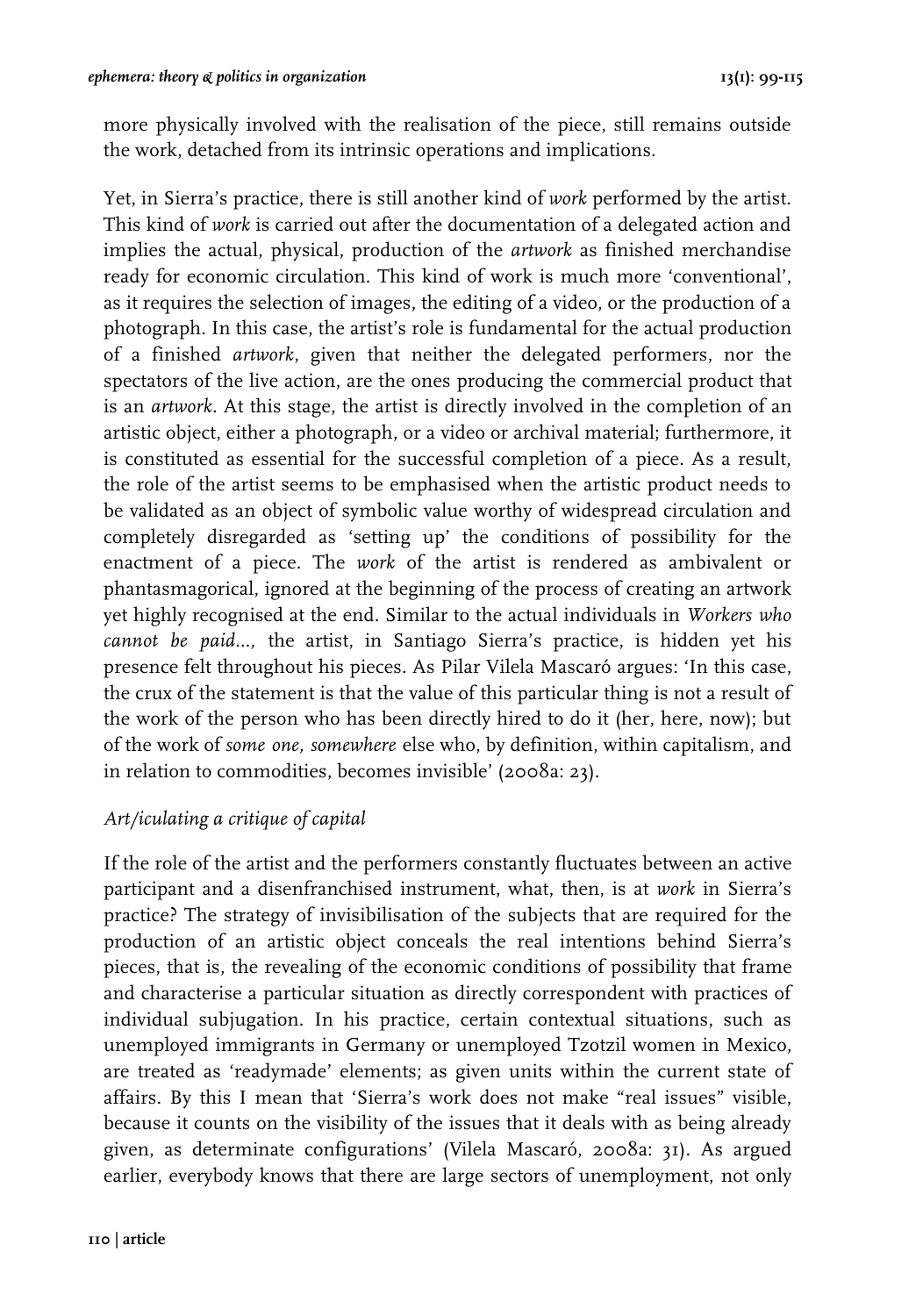more physically involved with the realisation of the piece, still remains outside the work, detached from its intrinsic operations and implications.

Yet, in Sierra's practice, there is still another kind of *work* performed by the artist. This kind of *work* is carried out after the documentation of a delegated action and implies the actual, physical, production of the *artwork* as finished merchandise ready for economic circulation. This kind of work is much more 'conventional', as it requires the selection of images, the editing of a video, or the production of a photograph. In this case, the artist's role is fundamental for the actual production of a finished *artwork*, given that neither the delegated performers, nor the spectators of the live action, are the ones producing the commercial product that is an *artwork*. At this stage, the artist is directly involved in the completion of an artistic object, either a photograph, or a video or archival material; furthermore, it is constituted as essential for the successful completion of a piece. As a result, the role of the artist seems to be emphasised when the artistic product needs to be validated as an object of symbolic value worthy of widespread circulation and completely disregarded as 'setting up' the conditions of possibility for the enactment of a piece. The *work* of the artist is rendered as ambivalent or phantasmagorical, ignored at the beginning of the process of creating an artwork yet highly recognised at the end. Similar to the actual individuals in *Workers who cannot be paid...,* the artist, in Santiago Sierra's practice, is hidden yet his presence felt throughout his pieces. As Pilar Vilela Mascaró argues: 'In this case, the crux of the statement is that the value of this particular thing is not a result of the work of the person who has been directly hired to do it (her, here, now); but of the work of *some one, somewhere* else who, by definition, within capitalism, and in relation to commodities, becomes invisible' (2008a: 23).

### *Art/iculating a critique of capital*

If the role of the artist and the performers constantly fluctuates between an active participant and a disenfranchised instrument, what, then, is at *work* in Sierra's practice? The strategy of invisibilisation of the subjects that are required for the production of an artistic object conceals the real intentions behind Sierra's pieces, that is, the revealing of the economic conditions of possibility that frame and characterise a particular situation as directly correspondent with practices of individual subjugation. In his practice, certain contextual situations, such as unemployed immigrants in Germany or unemployed Tzotzil women in Mexico, are treated as 'readymade' elements; as given units within the current state of affairs. By this I mean that 'Sierra's work does not make "real issues" visible, because it counts on the visibility of the issues that it deals with as being already given, as determinate configurations' (Vilela Mascaró, 2008a: 31). As argued earlier, everybody knows that there are large sectors of unemployment, not only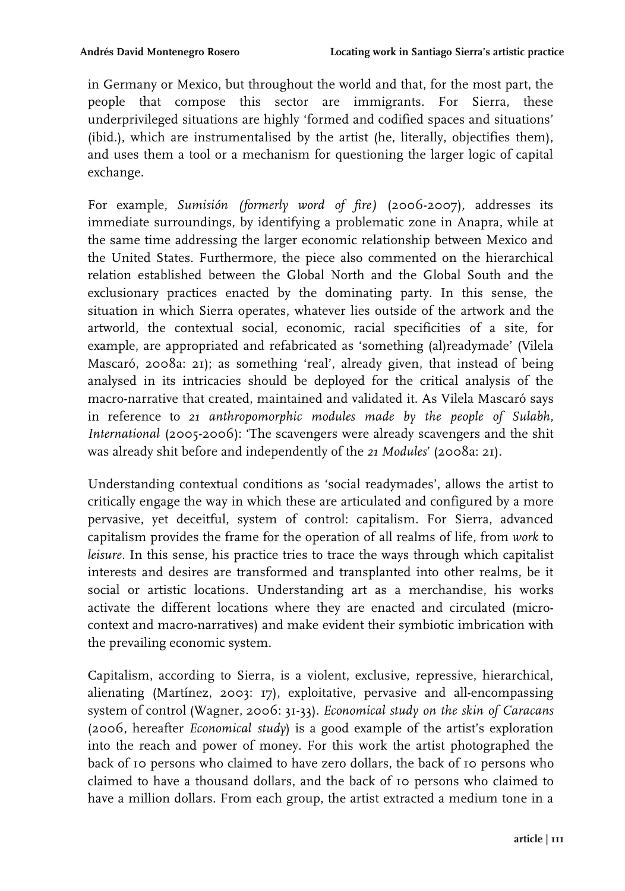in Germany or Mexico, but throughout the world and that, for the most part, the people that compose this sector are immigrants. For Sierra, these underprivileged situations are highly 'formed and codified spaces and situations' (ibid.), which are instrumentalised by the artist (he, literally, objectifies them), and uses them a tool or a mechanism for questioning the larger logic of capital exchange.

For example, *Sumisión (formerly word of fire)* (2006-2007), addresses its immediate surroundings, by identifying a problematic zone in Anapra, while at the same time addressing the larger economic relationship between Mexico and the United States. Furthermore, the piece also commented on the hierarchical relation established between the Global North and the Global South and the exclusionary practices enacted by the dominating party. In this sense, the situation in which Sierra operates, whatever lies outside of the artwork and the artworld, the contextual social, economic, racial specificities of a site, for example, are appropriated and refabricated as 'something (al)readymade' (Vilela Mascaró, 2008a: 21); as something 'real', already given, that instead of being analysed in its intricacies should be deployed for the critical analysis of the macro-narrative that created, maintained and validated it. As Vilela Mascaró says in reference to *21 anthropomorphic modules made by the people of Sulabh, International* (2005-2006): 'The scavengers were already scavengers and the shit was already shit before and independently of the *21 Modules*' (2008a: 21).

Understanding contextual conditions as 'social readymades', allows the artist to critically engage the way in which these are articulated and configured by a more pervasive, yet deceitful, system of control: capitalism. For Sierra, advanced capitalism provides the frame for the operation of all realms of life, from *work* to *leisure*. In this sense, his practice tries to trace the ways through which capitalist interests and desires are transformed and transplanted into other realms, be it social or artistic locations. Understanding art as a merchandise, his works activate the different locations where they are enacted and circulated (micro-context and macro-narratives) and make evident their symbiotic imbrication with the prevailing economic system.

Capitalism, according to Sierra, is a violent, exclusive, repressive, hierarchical, alienating (Martínez, 2003: 17), exploitative, pervasive and all-encompassing system of control (Wagner, 2006: 31-33). *Economical study on the skin of Caracans* (2006, hereafter *Economical study*) is a good example of the artist's exploration into the reach and power of money. For this work the artist photographed the back of 10 persons who claimed to have zero dollars, the back of 10 persons who claimed to have a thousand dollars, and the back of 10 persons who claimed to have a million dollars. From each group, the artist extracted a medium tone in a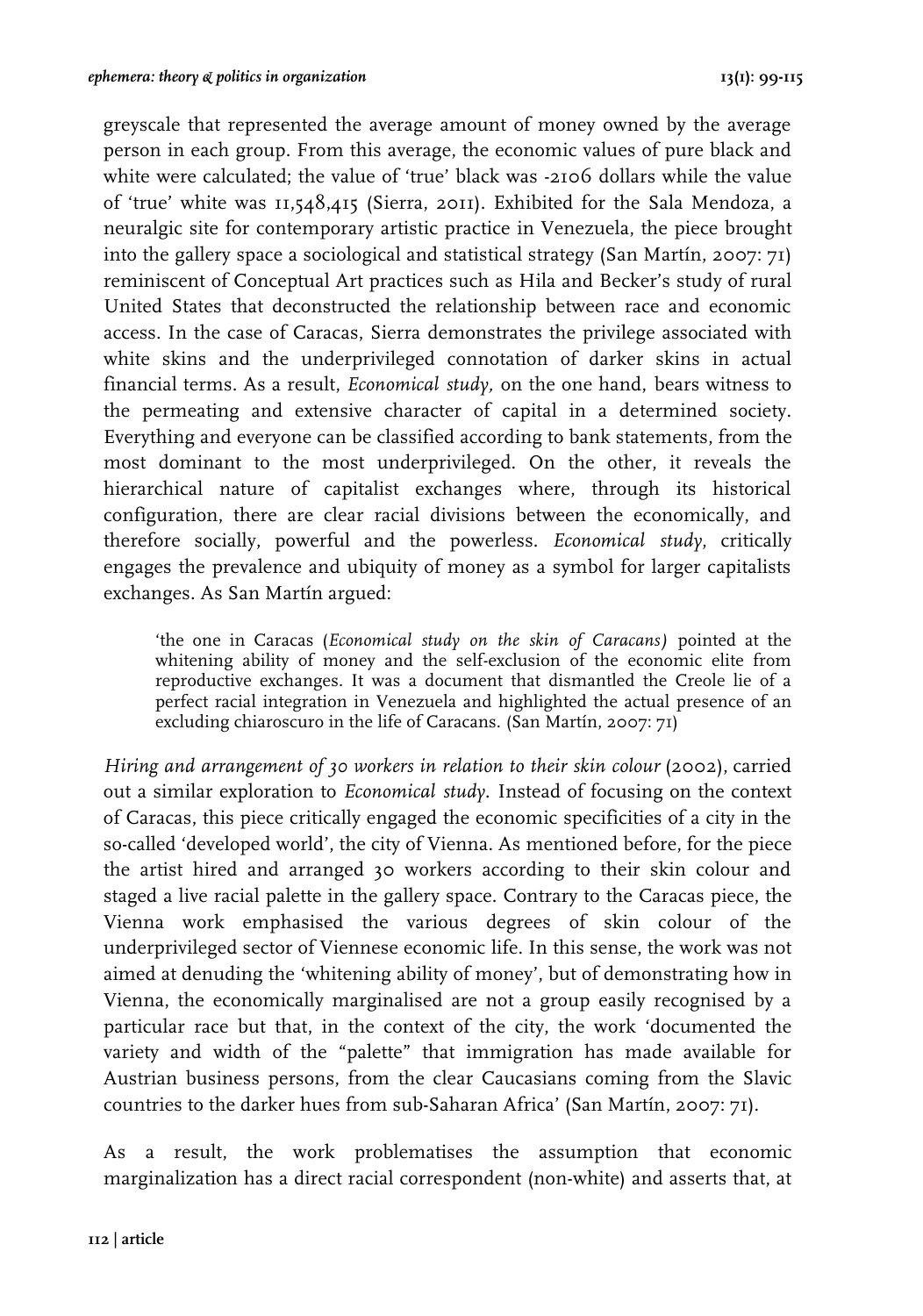greyscale that represented the average amount of money owned by the average person in each group. From this average, the economic values of pure black and white were calculated; the value of 'true' black was -2106 dollars while the value of 'true' white was 11,548,415 (Sierra, 2011). Exhibited for the Sala Mendoza, a neuralgic site for contemporary artistic practice in Venezuela, the piece brought into the gallery space a sociological and statistical strategy (San Martín, 2007: 71) reminiscent of Conceptual Art practices such as Hila and Becker's study of rural United States that deconstructed the relationship between race and economic access. In the case of Caracas, Sierra demonstrates the privilege associated with white skins and the underprivileged connotation of darker skins in actual financial terms. As a result, *Economical study,* on the one hand, bears witness to the permeating and extensive character of capital in a determined society. Everything and everyone can be classified according to bank statements, from the most dominant to the most underprivileged. On the other, it reveals the hierarchical nature of capitalist exchanges where, through its historical configuration, there are clear racial divisions between the economically, and therefore socially, powerful and the powerless. *Economical study*, critically engages the prevalence and ubiquity of money as a symbol for larger capitalists exchanges. As San Martín argued:

> 'the one in Caracas (*Economical study on the skin of Caracans)* pointed at the whitening ability of money and the self-exclusion of the economic elite from reproductive exchanges. It was a document that dismantled the Creole lie of a perfect racial integration in Venezuela and highlighted the actual presence of an excluding chiaroscuro in the life of Caracans. (San Martín, 2007: 71)

*Hiring and arrangement of 30 workers in relation to their skin colour* (2002), carried out a similar exploration to *Economical study.* Instead of focusing on the context of Caracas, this piece critically engaged the economic specificities of a city in the so-called 'developed world', the city of Vienna. As mentioned before, for the piece the artist hired and arranged 30 workers according to their skin colour and staged a live racial palette in the gallery space. Contrary to the Caracas piece, the Vienna work emphasised the various degrees of skin colour of the underprivileged sector of Viennese economic life. In this sense, the work was not aimed at denuding the 'whitening ability of money', but of demonstrating how in Vienna, the economically marginalised are not a group easily recognised by a particular race but that, in the context of the city, the work 'documented the variety and width of the "palette" that immigration has made available for Austrian business persons, from the clear Caucasians coming from the Slavic countries to the darker hues from sub-Saharan Africa' (San Martín, 2007: 71).

As a result, the work problematises the assumption that economic marginalization has a direct racial correspondent (non-white) and asserts that, at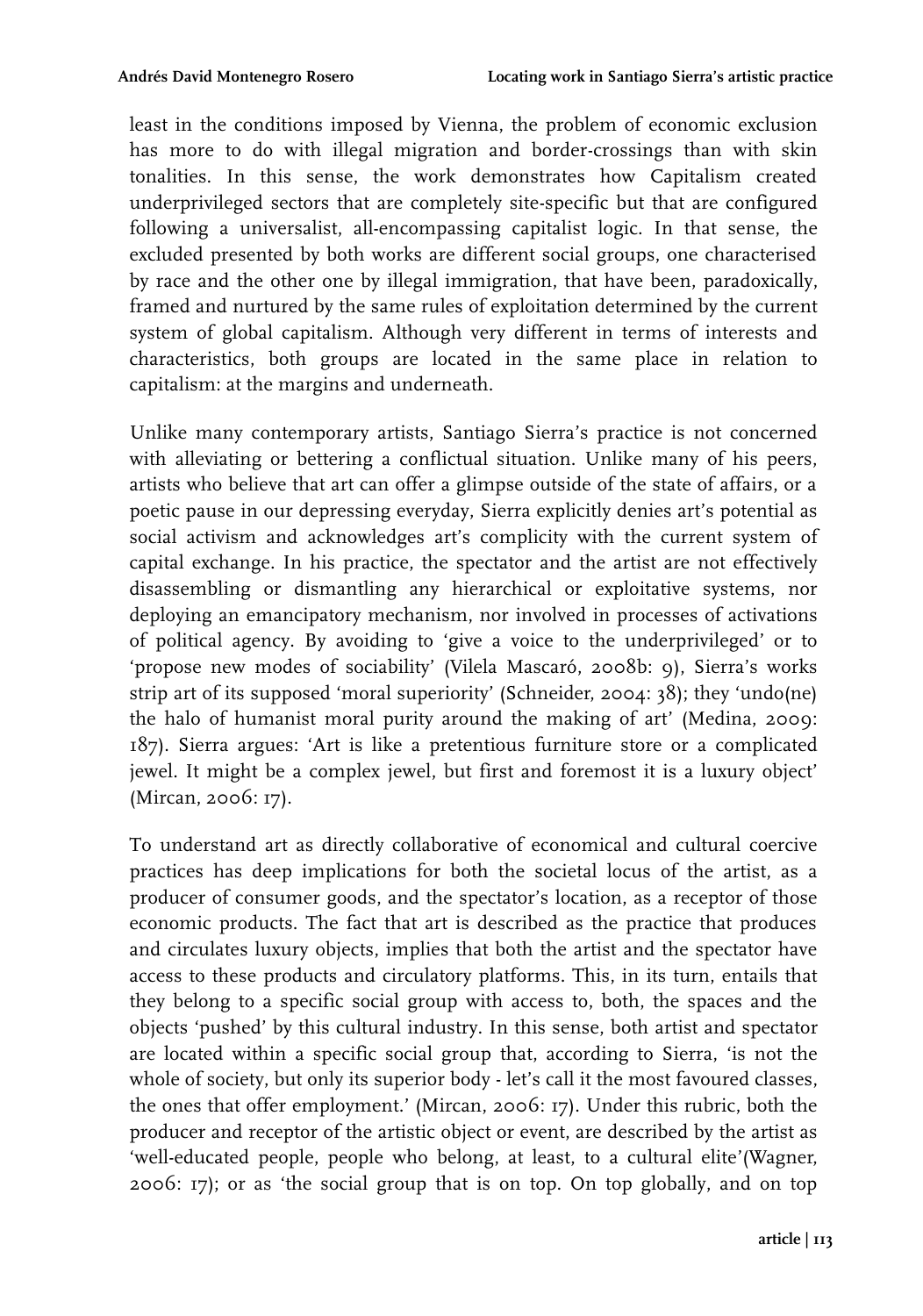least in the conditions imposed by Vienna, the problem of economic exclusion has more to do with illegal migration and border-crossings than with skin tonalities. In this sense, the work demonstrates how Capitalism created underprivileged sectors that are completely site-specific but that are configured following a universalist, all-encompassing capitalist logic. In that sense, the excluded presented by both works are different social groups, one characterised by race and the other one by illegal immigration, that have been, paradoxically, framed and nurtured by the same rules of exploitation determined by the current system of global capitalism. Although very different in terms of interests and characteristics, both groups are located in the same place in relation to capitalism: at the margins and underneath.

Unlike many contemporary artists, Santiago Sierra's practice is not concerned with alleviating or bettering a conflictual situation. Unlike many of his peers, artists who believe that art can offer a glimpse outside of the state of affairs, or a poetic pause in our depressing everyday, Sierra explicitly denies art's potential as social activism and acknowledges art's complicity with the current system of capital exchange. In his practice, the spectator and the artist are not effectively disassembling or dismantling any hierarchical or exploitative systems, nor deploying an emancipatory mechanism, nor involved in processes of activations of political agency. By avoiding to 'give a voice to the underprivileged' or to 'propose new modes of sociability' (Vilela Mascaró, 2008b: 9), Sierra's works strip art of its supposed 'moral superiority' (Schneider, 2004: 38); they 'undo(ne) the halo of humanist moral purity around the making of art' (Medina, 2009: 187). Sierra argues: 'Art is like a pretentious furniture store or a complicated jewel. It might be a complex jewel, but first and foremost it is a luxury object' (Mircan, 2006: 17).

To understand art as directly collaborative of economical and cultural coercive practices has deep implications for both the societal locus of the artist, as a producer of consumer goods, and the spectator's location, as a receptor of those economic products. The fact that art is described as the practice that produces and circulates luxury objects, implies that both the artist and the spectator have access to these products and circulatory platforms. This, in its turn, entails that they belong to a specific social group with access to, both, the spaces and the objects 'pushed' by this cultural industry. In this sense, both artist and spectator are located within a specific social group that, according to Sierra, 'is not the whole of society, but only its superior body - let's call it the most favoured classes, the ones that offer employment.' (Mircan, 2006: 17). Under this rubric, both the producer and receptor of the artistic object or event, are described by the artist as 'well-educated people, people who belong, at least, to a cultural elite'(Wagner, 2006: 17); or as 'the social group that is on top. On top globally, and on top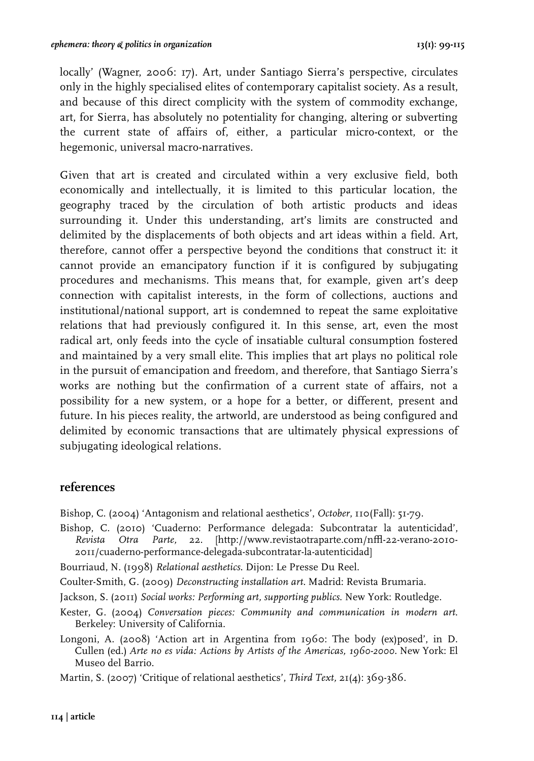locally' (Wagner, 2006: 17). Art, under Santiago Sierra's perspective, circulates only in the highly specialised elites of contemporary capitalist society. As a result, and because of this direct complicity with the system of commodity exchange, art, for Sierra, has absolutely no potentiality for changing, altering or subverting the current state of affairs of, either, a particular micro-context, or the hegemonic, universal macro-narratives.

Given that art is created and circulated within a very exclusive field, both economically and intellectually, it is limited to this particular location, the geography traced by the circulation of both artistic products and ideas surrounding it. Under this understanding, art's limits are constructed and delimited by the displacements of both objects and art ideas within a field. Art, therefore, cannot offer a perspective beyond the conditions that construct it: it cannot provide an emancipatory function if it is configured by subjugating procedures and mechanisms. This means that, for example, given art's deep connection with capitalist interests, in the form of collections, auctions and institutional/national support, art is condemned to repeat the same exploitative relations that had previously configured it. In this sense, art, even the most radical art, only feeds into the cycle of insatiable cultural consumption fostered and maintained by a very small elite. This implies that art plays no political role in the pursuit of emancipation and freedom, and therefore, that Santiago Sierra's works are nothing but the confirmation of a current state of affairs, not a possibility for a new system, or a hope for a better, or different, present and future. In his pieces reality, the artworld, are understood as being configured and delimited by economic transactions that are ultimately physical expressions of subjugating ideological relations.

## references

Bishop, C. (2004) 'Antagonism and relational aesthetics', *October*, 110(Fall): 51-79.

Bishop, C. (2010) 'Cuaderno: Performance delegada: Subcontratar la autenticidad', *Revista Otra Parte*, 22. [http://www.revistaotraparte.com/nffl-22-verano-2010-2011/cuaderno-performance-delegada-subcontratar-la-autenticidad]

Bourriaud, N. (1998) *Relational aesthetics*. Dijon: Le Presse Du Reel.

Coulter-Smith, G. (2009) *Deconstructing installation art*. Madrid: Revista Brumaria.

Jackson, S. (2011) *Social works: Performing art, supporting publics*. New York: Routledge.

Kester, G. (2004) *Conversation pieces: Community and communication in modern art*. Berkeley: University of California.

Longoni, A. (2008) 'Action art in Argentina from 1960: The body (ex)posed', in D. Cullen (ed.) *Arte no es vida: Actions by Artists of the Americas, 1960-2000*. New York: El Museo del Barrio.

Martin, S. (2007) 'Critique of relational aesthetics', *Third Text*, 21(4): 369-386.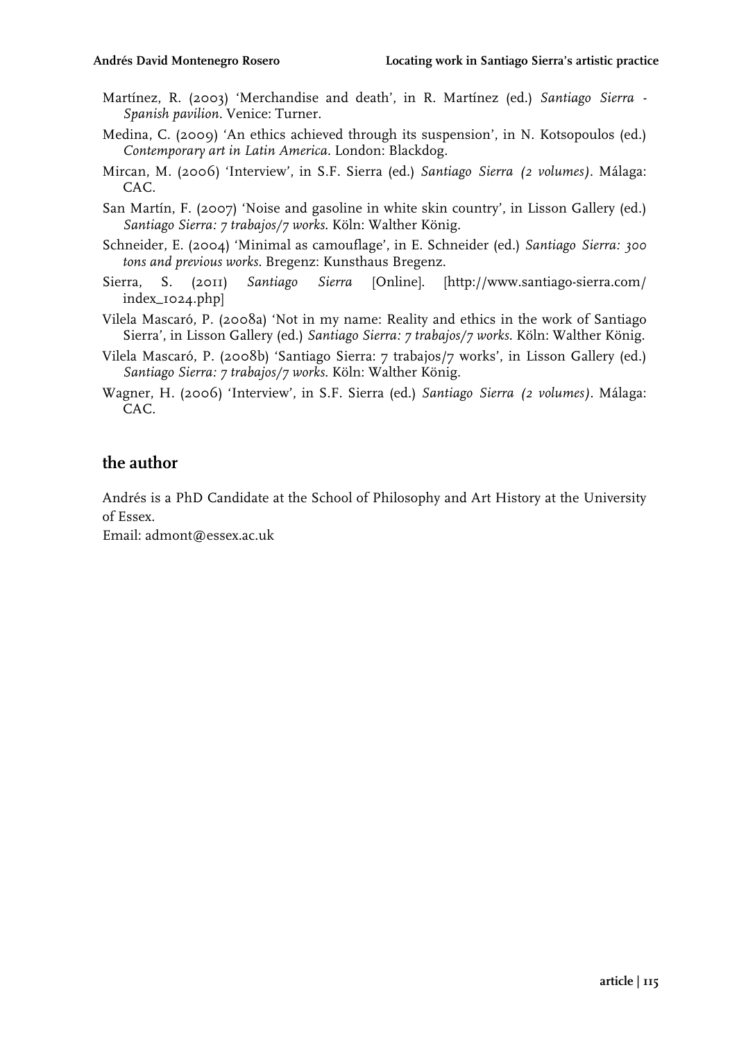Martínez, R. (2003) 'Merchandise and death', in R. Martínez (ed.) *Santiago Sierra - Spanish pavilion*. Venice: Turner.

Medina, C. (2009) 'An ethics achieved through its suspension', in N. Kotsopoulos (ed.) *Contemporary art in Latin America*. London: Blackdog.

Mircan, M. (2006) 'Interview', in S.F. Sierra (ed.) *Santiago Sierra (2 volumes)*. Málaga: CAC.

San Martín, F. (2007) 'Noise and gasoline in white skin country', in Lisson Gallery (ed.) *Santiago Sierra: 7 trabajos/7 works*. Köln: Walther König.

Schneider, E. (2004) 'Minimal as camouflage', in E. Schneider (ed.) *Santiago Sierra: 300 tons and previous works*. Bregenz: Kunsthaus Bregenz.

Sierra, S. (2011) *Santiago Sierra* [Online]. [http://www.santiago-sierra.com/index_1024.php]

Vilela Mascaró, P. (2008a) 'Not in my name: Reality and ethics in the work of Santiago Sierra', in Lisson Gallery (ed.) *Santiago Sierra: 7 trabajos/7 works*. Köln: Walther König.

Vilela Mascaró, P. (2008b) 'Santiago Sierra: 7 trabajos/7 works', in Lisson Gallery (ed.) *Santiago Sierra: 7 trabajos/7 works*. Köln: Walther König.

Wagner, H. (2006) 'Interview', in S.F. Sierra (ed.) *Santiago Sierra (2 volumes)*. Málaga: CAC.

## the author

Andrés is a PhD Candidate at the School of Philosophy and Art History at the University of Essex.
Email: admont@essex.ac.uk